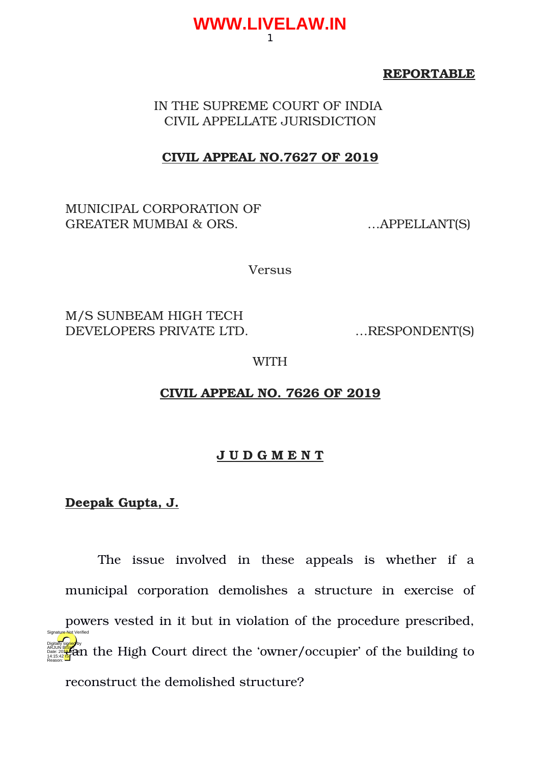**REPORTABLE**

IN THE SUPREME COURT OF INDIA
CIVIL APPELLATE JURISDICTION

**CIVIL APPEAL NO.7627 OF 2019**

MUNICIPAL CORPORATION OF GREATER MUMBAI & ORS. …APPELLANT(S)

Versus

M/S SUNBEAM HIGH TECH DEVELOPERS PRIVATE LTD. …RESPONDENT(S)

WITH

**CIVIL APPEAL NO. 7626 OF 2019**

**J U D G M E N T**

**Deepak Gupta, J.**

The issue involved in these appeals is whether if a municipal corporation demolishes a structure in exercise of powers vested in it but in violation of the procedure prescribed, can the High Court direct the 'owner/occupier' of the building to reconstruct the demolished structure?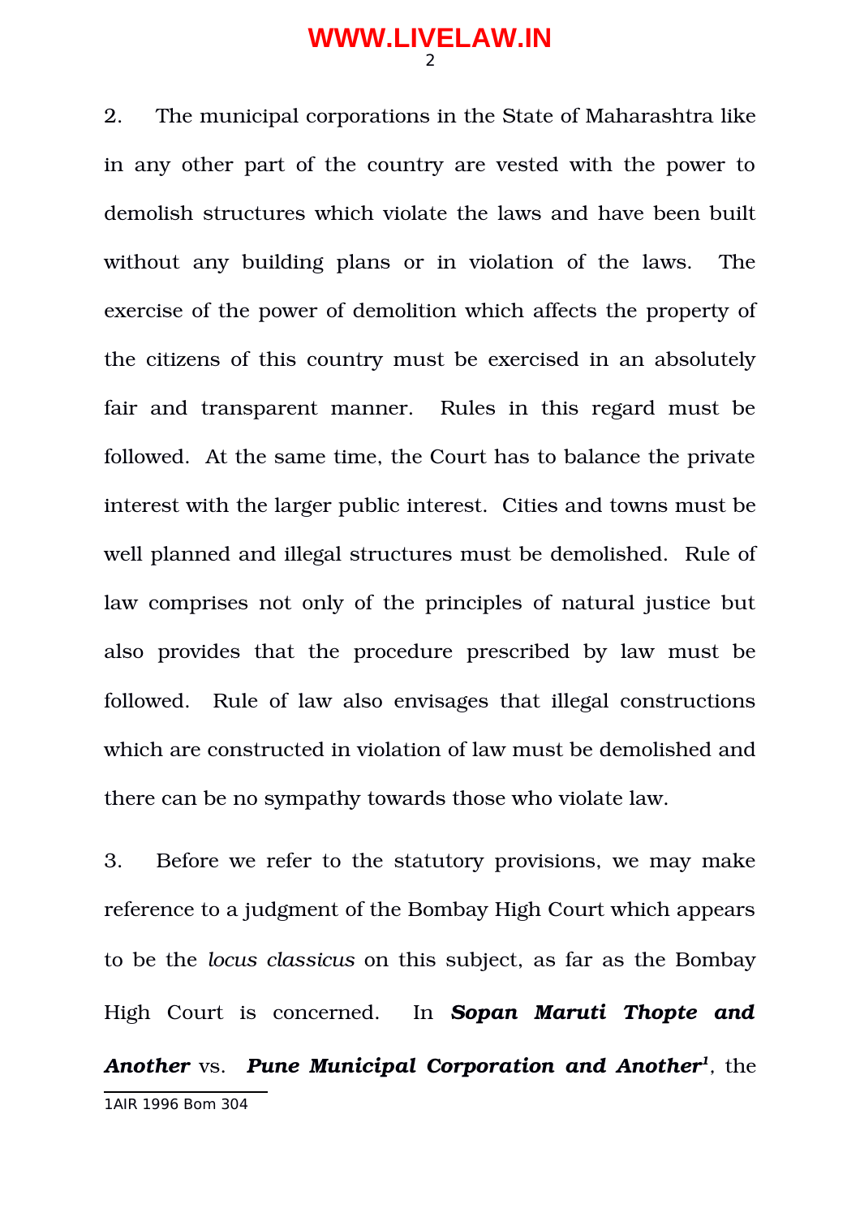2. The municipal corporations in the State of Maharashtra like in any other part of the country are vested with the power to demolish structures which violate the laws and have been built without any building plans or in violation of the laws. The exercise of the power of demolition which affects the property of the citizens of this country must be exercised in an absolutely fair and transparent manner. Rules in this regard must be followed. At the same time, the Court has to balance the private interest with the larger public interest. Cities and towns must be well planned and illegal structures must be demolished. Rule of law comprises not only of the principles of natural justice but also provides that the procedure prescribed by law must be followed. Rule of law also envisages that illegal constructions which are constructed in violation of law must be demolished and there can be no sympathy towards those who violate law.

3. Before we refer to the statutory provisions, we may make reference to a judgment of the Bombay High Court which appears to be the *locus classicus* on this subject, as far as the Bombay High Court is concerned. In ***Sopan Maruti Thopte and Another*** vs. ***Pune Municipal Corporation and Another***[1], the

[1] AIR 1996 Bom 304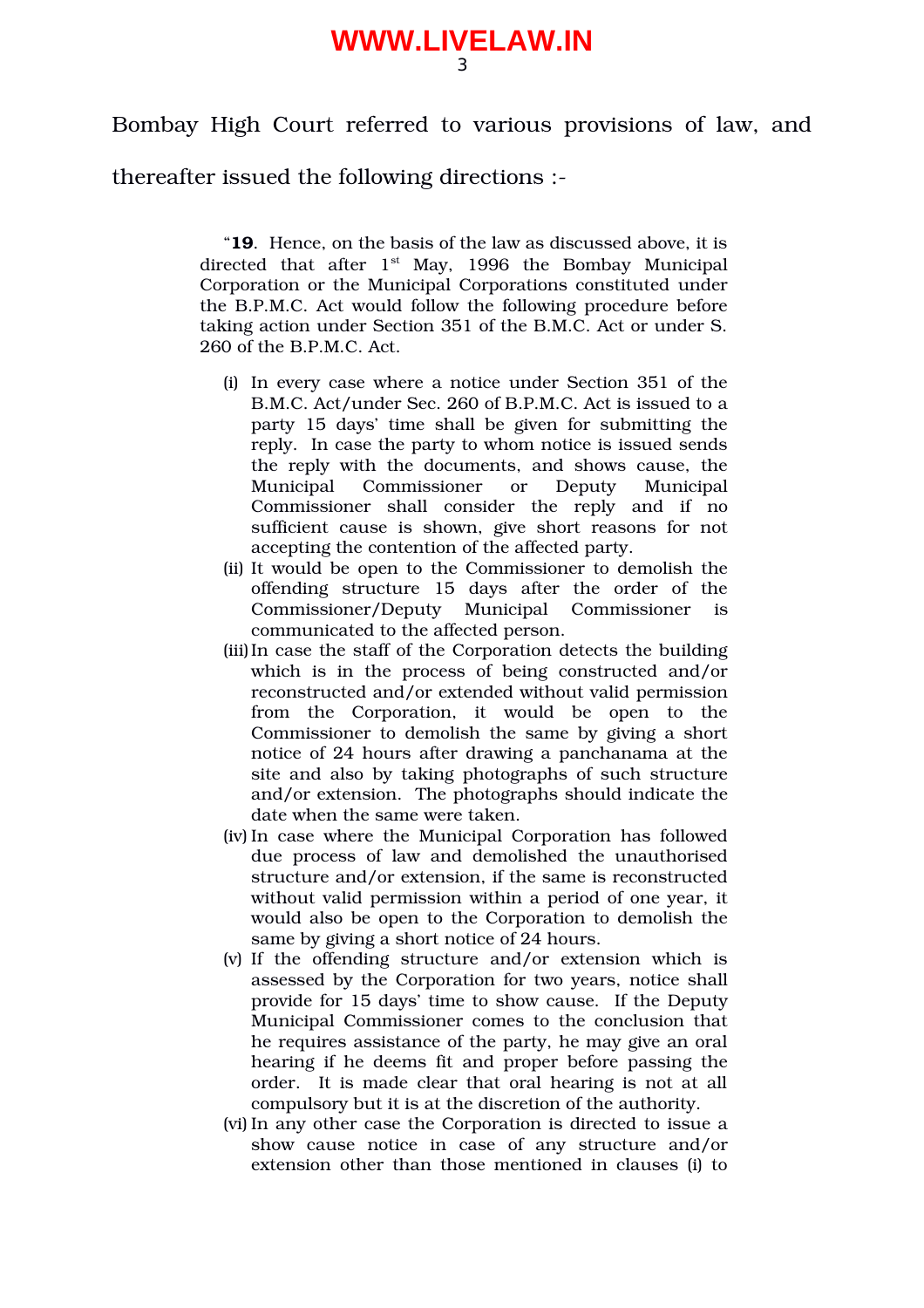Bombay High Court referred to various provisions of law, and thereafter issued the following directions :-

> "**19**. Hence, on the basis of the law as discussed above, it is directed that after 1st May, 1996 the Bombay Municipal Corporation or the Municipal Corporations constituted under the B.P.M.C. Act would follow the following procedure before taking action under Section 351 of the B.M.C. Act or under S. 260 of the B.P.M.C. Act.
>
> (i) In every case where a notice under Section 351 of the B.M.C. Act/under Sec. 260 of B.P.M.C. Act is issued to a party 15 days' time shall be given for submitting the reply. In case the party to whom notice is issued sends the reply with the documents, and shows cause, the Municipal Commissioner or Deputy Municipal Commissioner shall consider the reply and if no sufficient cause is shown, give short reasons for not accepting the contention of the affected party.
>
> (ii) It would be open to the Commissioner to demolish the offending structure 15 days after the order of the Commissioner/Deputy Municipal Commissioner is communicated to the affected person.
>
> (iii) In case the staff of the Corporation detects the building which is in the process of being constructed and/or reconstructed and/or extended without valid permission from the Corporation, it would be open to the Commissioner to demolish the same by giving a short notice of 24 hours after drawing a panchanama at the site and also by taking photographs of such structure and/or extension. The photographs should indicate the date when the same were taken.
>
> (iv) In case where the Municipal Corporation has followed due process of law and demolished the unauthorised structure and/or extension, if the same is reconstructed without valid permission within a period of one year, it would also be open to the Corporation to demolish the same by giving a short notice of 24 hours.
>
> (v) If the offending structure and/or extension which is assessed by the Corporation for two years, notice shall provide for 15 days' time to show cause. If the Deputy Municipal Commissioner comes to the conclusion that he requires assistance of the party, he may give an oral hearing if he deems fit and proper before passing the order. It is made clear that oral hearing is not at all compulsory but it is at the discretion of the authority.
>
> (vi) In any other case the Corporation is directed to issue a show cause notice in case of any structure and/or extension other than those mentioned in clauses (i) to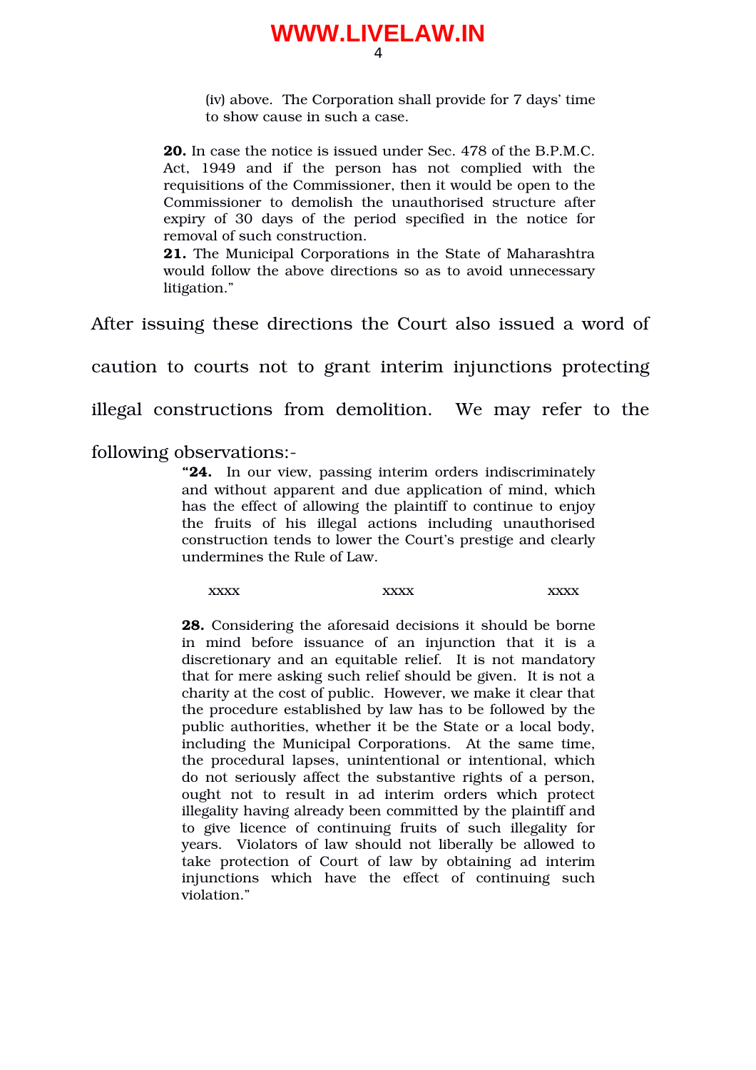> (iv) above. The Corporation shall provide for 7 days' time to show cause in such a case.
>
> **20.** In case the notice is issued under Sec. 478 of the B.P.M.C. Act, 1949 and if the person has not complied with the requisitions of the Commissioner, then it would be open to the Commissioner to demolish the unauthorised structure after expiry of 30 days of the period specified in the notice for removal of such construction.
>
> **21.** The Municipal Corporations in the State of Maharashtra would follow the above directions so as to avoid unnecessary litigation."

After issuing these directions the Court also issued a word of caution to courts not to grant interim injunctions protecting illegal constructions from demolition. We may refer to the following observations:-

> **"24.** In our view, passing interim orders indiscriminately and without apparent and due application of mind, which has the effect of allowing the plaintiff to continue to enjoy the fruits of his illegal actions including unauthorised construction tends to lower the Court's prestige and clearly undermines the Rule of Law.
>
> xxxx xxxx xxxx
>
> **28.** Considering the aforesaid decisions it should be borne in mind before issuance of an injunction that it is a discretionary and an equitable relief. It is not mandatory that for mere asking such relief should be given. It is not a charity at the cost of public. However, we make it clear that the procedure established by law has to be followed by the public authorities, whether it be the State or a local body, including the Municipal Corporations. At the same time, the procedural lapses, unintentional or intentional, which do not seriously affect the substantive rights of a person, ought not to result in ad interim orders which protect illegality having already been committed by the plaintiff and to give licence of continuing fruits of such illegality for years. Violators of law should not liberally be allowed to take protection of Court of law by obtaining ad interim injunctions which have the effect of continuing such violation."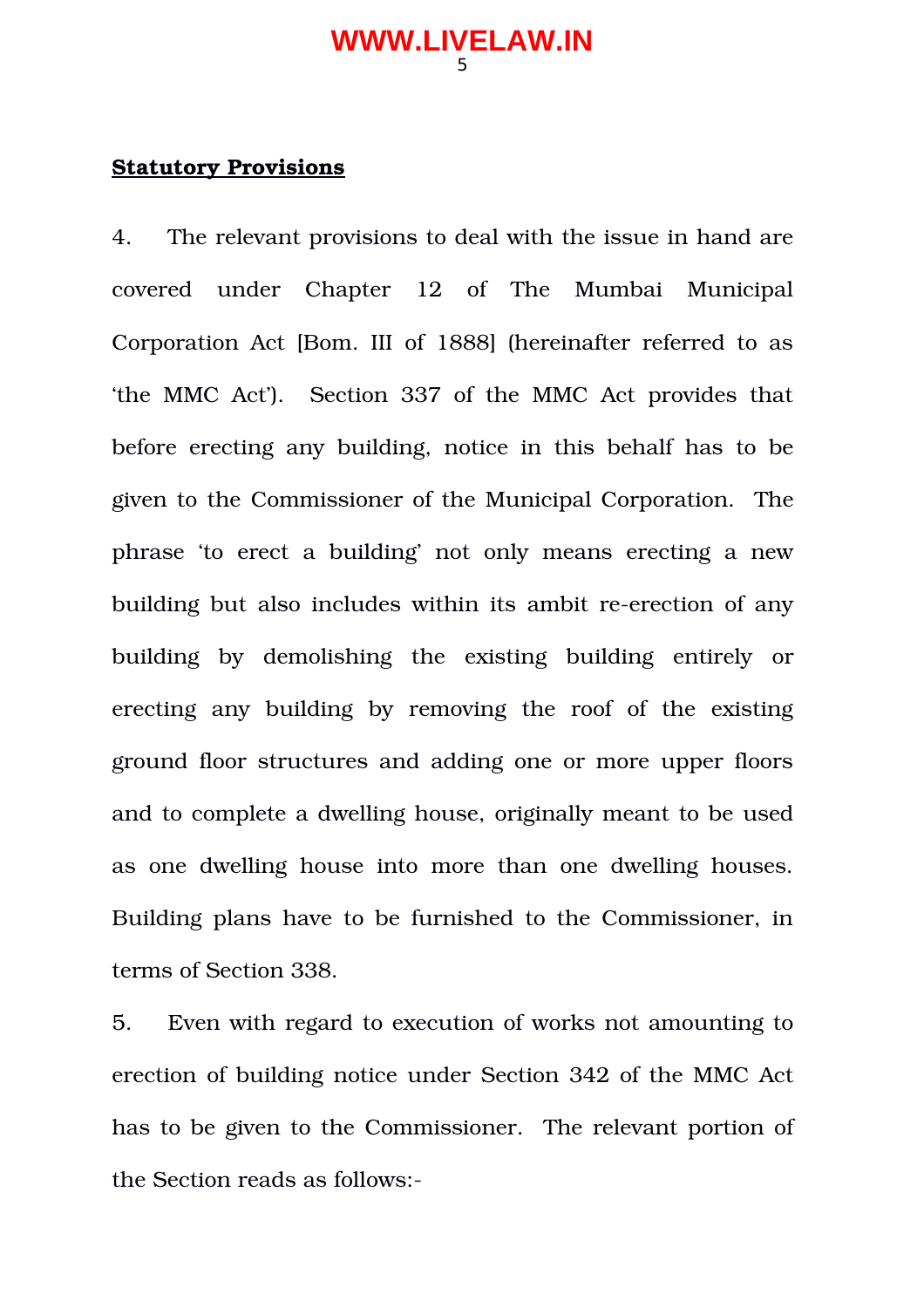**Statistical Provisions**

**Statutory Provisions**

4. The relevant provisions to deal with the issue in hand are covered under Chapter 12 of The Mumbai Municipal Corporation Act [Bom. III of 1888] (hereinafter referred to as 'the MMC Act'). Section 337 of the MMC Act provides that before erecting any building, notice in this behalf has to be given to the Commissioner of the Municipal Corporation. The phrase 'to erect a building' not only means erecting a new building but also includes within its ambit re-erection of any building by demolishing the existing building entirely or erecting any building by removing the roof of the existing ground floor structures and adding one or more upper floors and to complete a dwelling house, originally meant to be used as one dwelling house into more than one dwelling houses. Building plans have to be furnished to the Commissioner, in terms of Section 338.

5. Even with regard to execution of works not amounting to erection of building notice under Section 342 of the MMC Act has to be given to the Commissioner. The relevant portion of the Section reads as follows:-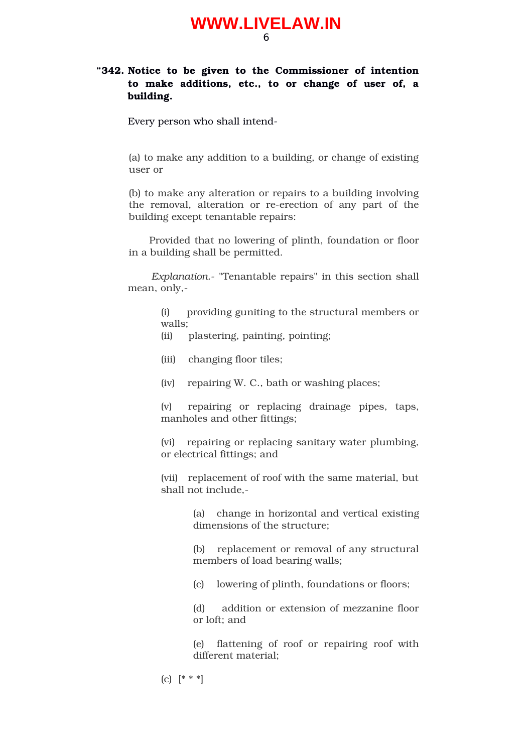**"342. Notice to be given to the Commissioner of intention to make additions, etc., to or change of user of, a building.**

Every person who shall intend-

(a) to make any addition to a building, or change of existing user or

(b) to make any alteration or repairs to a building involving the removal, alteration or re-erection of any part of the building except tenantable repairs:

Provided that no lowering of plinth, foundation or floor in a building shall be permitted.

*Explanation.*- "Tenantable repairs" in this section shall mean, only,-

(i) providing guniting to the structural members or walls;

(ii) plastering, painting, pointing;

(iii) changing floor tiles;

(iv) repairing W. C., bath or washing places;

(v) repairing or replacing drainage pipes, taps, manholes and other fittings;

(vi) repairing or replacing sanitary water plumbing, or electrical fittings; and

(vii) replacement of roof with the same material, but shall not include,-

(a) change in horizontal and vertical existing dimensions of the structure;

(b) replacement or removal of any structural members of load bearing walls;

(c) lowering of plinth, foundations or floors;

(d) addition or extension of mezzanine floor or loft; and

(e) flattening of roof or repairing roof with different material;

(c) [* * *]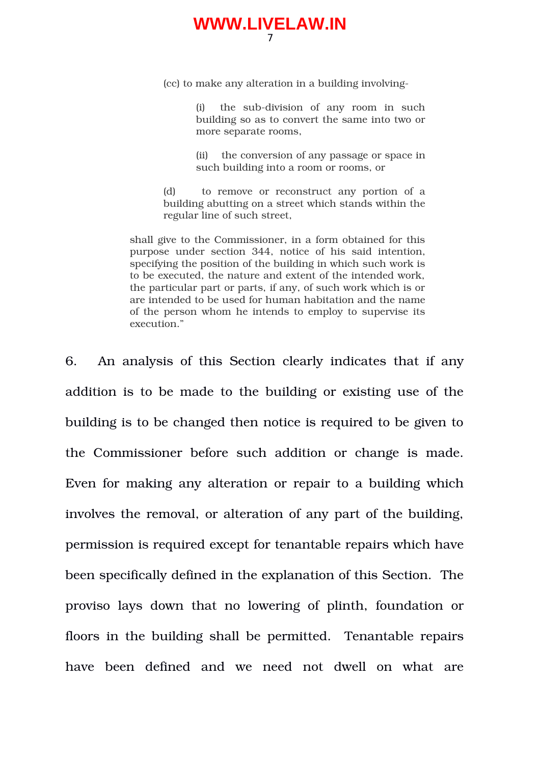> (cc) to make any alteration in a building involving-
>
> > (i) the sub-division of any room in such building so as to convert the same into two or more separate rooms,
> >
> > (ii) the conversion of any passage or space in such building into a room or rooms, or
>
> (d) to remove or reconstruct any portion of a building abutting on a street which stands within the regular line of such street,
>
> shall give to the Commissioner, in a form obtained for this purpose under section 344, notice of his said intention, specifying the position of the building in which such work is to be executed, the nature and extent of the intended work, the particular part or parts, if any, of such work which is or are intended to be used for human habitation and the name of the person whom he intends to employ to supervise its execution."

6. An analysis of this Section clearly indicates that if any addition is to be made to the building or existing use of the building is to be changed then notice is required to be given to the Commissioner before such addition or change is made. Even for making any alteration or repair to a building which involves the removal, or alteration of any part of the building, permission is required except for tenantable repairs which have been specifically defined in the explanation of this Section. The proviso lays down that no lowering of plinth, foundation or floors in the building shall be permitted. Tenantable repairs have been defined and we need not dwell on what are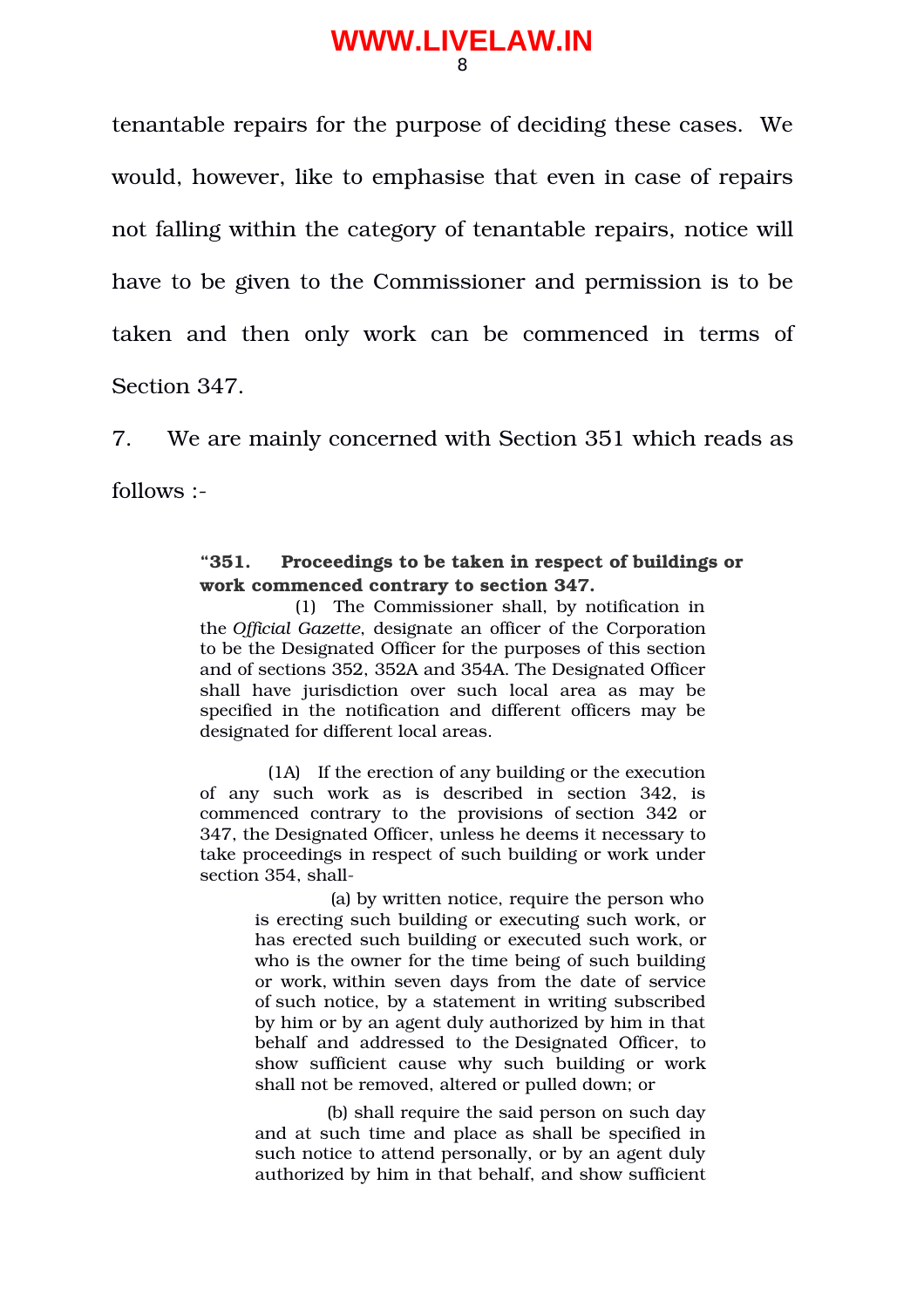tenantable repairs for the purpose of deciding these cases. We would, however, like to emphasise that even in case of repairs not falling within the category of tenantable repairs, notice will have to be given to the Commissioner and permission is to be taken and then only work can be commenced in terms of Section 347.

7. We are mainly concerned with Section 351 which reads as follows :-

> **"351. Proceedings to be taken in respect of buildings or work commenced contrary to section 347.**
>
> (1) The Commissioner shall, by notification in the *Official Gazette*, designate an officer of the Corporation to be the Designated Officer for the purposes of this section and of sections 352, 352A and 354A. The Designated Officer shall have jurisdiction over such local area as may be specified in the notification and different officers may be designated for different local areas.
>
> (1A) If the erection of any building or the execution of any such work as is described in section 342, is commenced contrary to the provisions of section 342 or 347, the Designated Officer, unless he deems it necessary to take proceedings in respect of such building or work under section 354, shall-
>
> > (a) by written notice, require the person who is erecting such building or executing such work, or has erected such building or executed such work, or who is the owner for the time being of such building or work, within seven days from the date of service of such notice, by a statement in writing subscribed by him or by an agent duly authorized by him in that behalf and addressed to the Designated Officer, to show sufficient cause why such building or work shall not be removed, altered or pulled down; or
> >
> > (b) shall require the said person on such day and at such time and place as shall be specified in such notice to attend personally, or by an agent duly authorized by him in that behalf, and show sufficient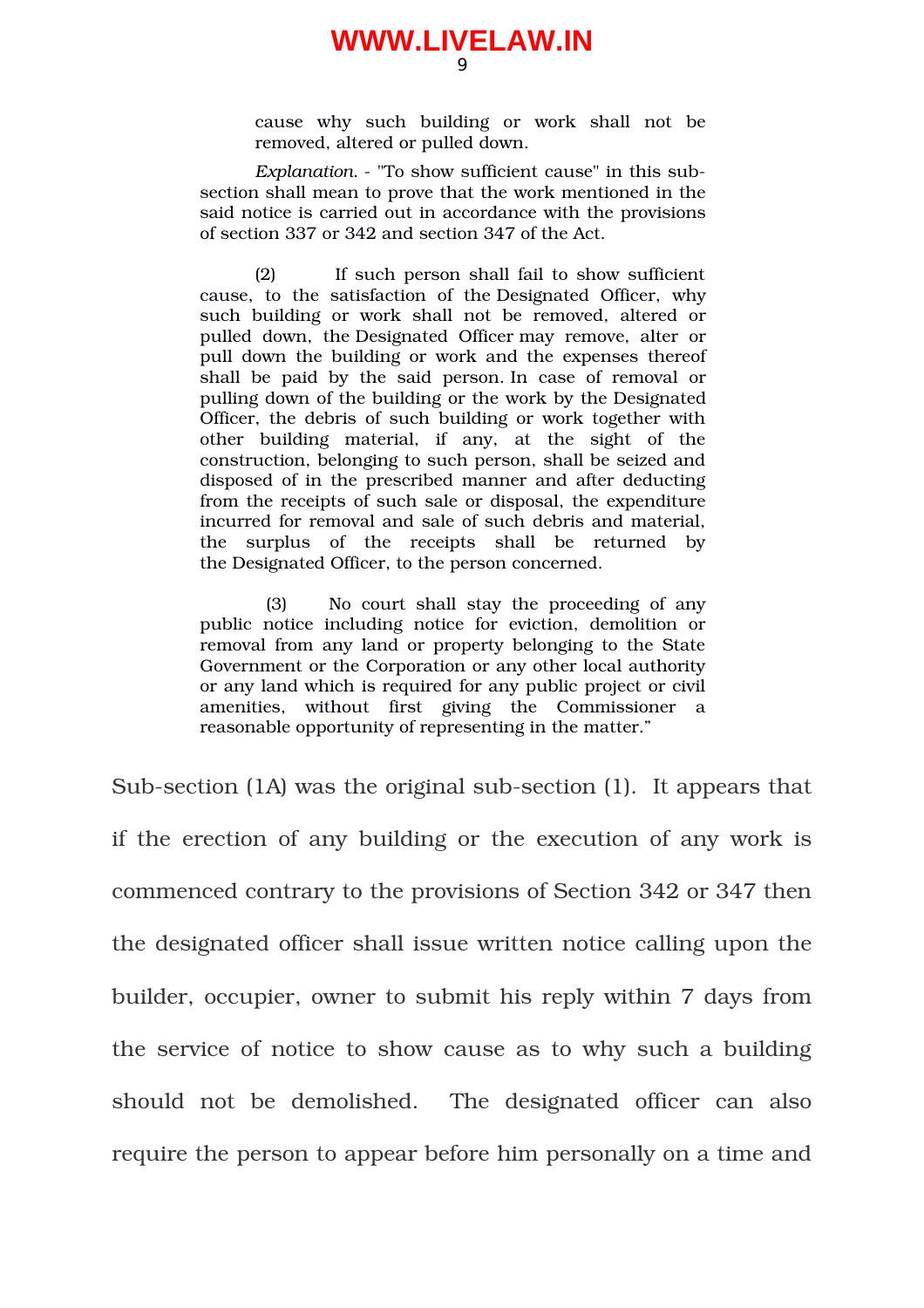> cause why such building or work shall not be removed, altered or pulled down.
>
> *Explanation*. - "To show sufficient cause" in this sub-section shall mean to prove that the work mentioned in the said notice is carried out in accordance with the provisions of section 337 or 342 and section 347 of the Act.
>
> (2) If such person shall fail to show sufficient cause, to the satisfaction of the Designated Officer, why such building or work shall not be removed, altered or pulled down, the Designated Officer may remove, alter or pull down the building or work and the expenses thereof shall be paid by the said person. In case of removal or pulling down of the building or the work by the Designated Officer, the debris of such building or work together with other building material, if any, at the sight of the construction, belonging to such person, shall be seized and disposed of in the prescribed manner and after deducting from the receipts of such sale or disposal, the expenditure incurred for removal and sale of such debris and material, the surplus of the receipts shall be returned by the Designated Officer, to the person concerned.
>
> (3) No court shall stay the proceeding of any public notice including notice for eviction, demolition or removal from any land or property belonging to the State Government or the Corporation or any other local authority or any land which is required for any public project or civil amenities, without first giving the Commissioner a reasonable opportunity of representing in the matter."

Sub-section (1A) was the original sub-section (1). It appears that if the erection of any building or the execution of any work is commenced contrary to the provisions of Section 342 or 347 then the designated officer shall issue written notice calling upon the builder, occupier, owner to submit his reply within 7 days from the service of notice to show cause as to why such a building should not be demolished. The designated officer can also require the person to appear before him personally on a time and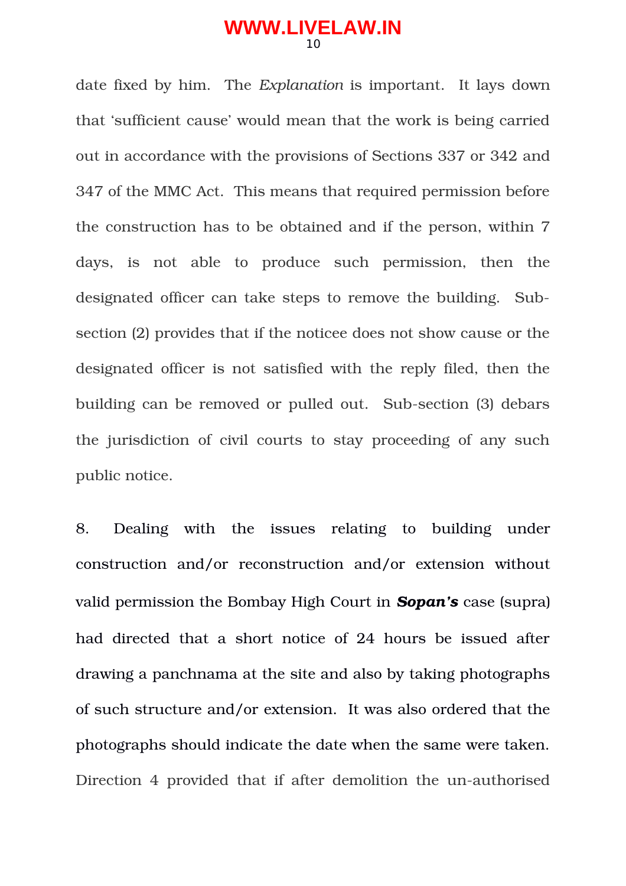date fixed by him. The *Explanation* is important. It lays down that 'sufficient cause' would mean that the work is being carried out in accordance with the provisions of Sections 337 or 342 and 347 of the MMC Act. This means that required permission before the construction has to be obtained and if the person, within 7 days, is not able to produce such permission, then the designated officer can take steps to remove the building. Sub-section (2) provides that if the noticee does not show cause or the designated officer is not satisfied with the reply filed, then the building can be removed or pulled out. Sub-section (3) debars the jurisdiction of civil courts to stay proceeding of any such public notice.

8. Dealing with the issues relating to building under construction and/or reconstruction and/or extension without valid permission the Bombay High Court in ***Sopan's*** case (supra) had directed that a short notice of 24 hours be issued after drawing a panchnama at the site and also by taking photographs of such structure and/or extension. It was also ordered that the photographs should indicate the date when the same were taken. Direction 4 provided that if after demolition the un-authorised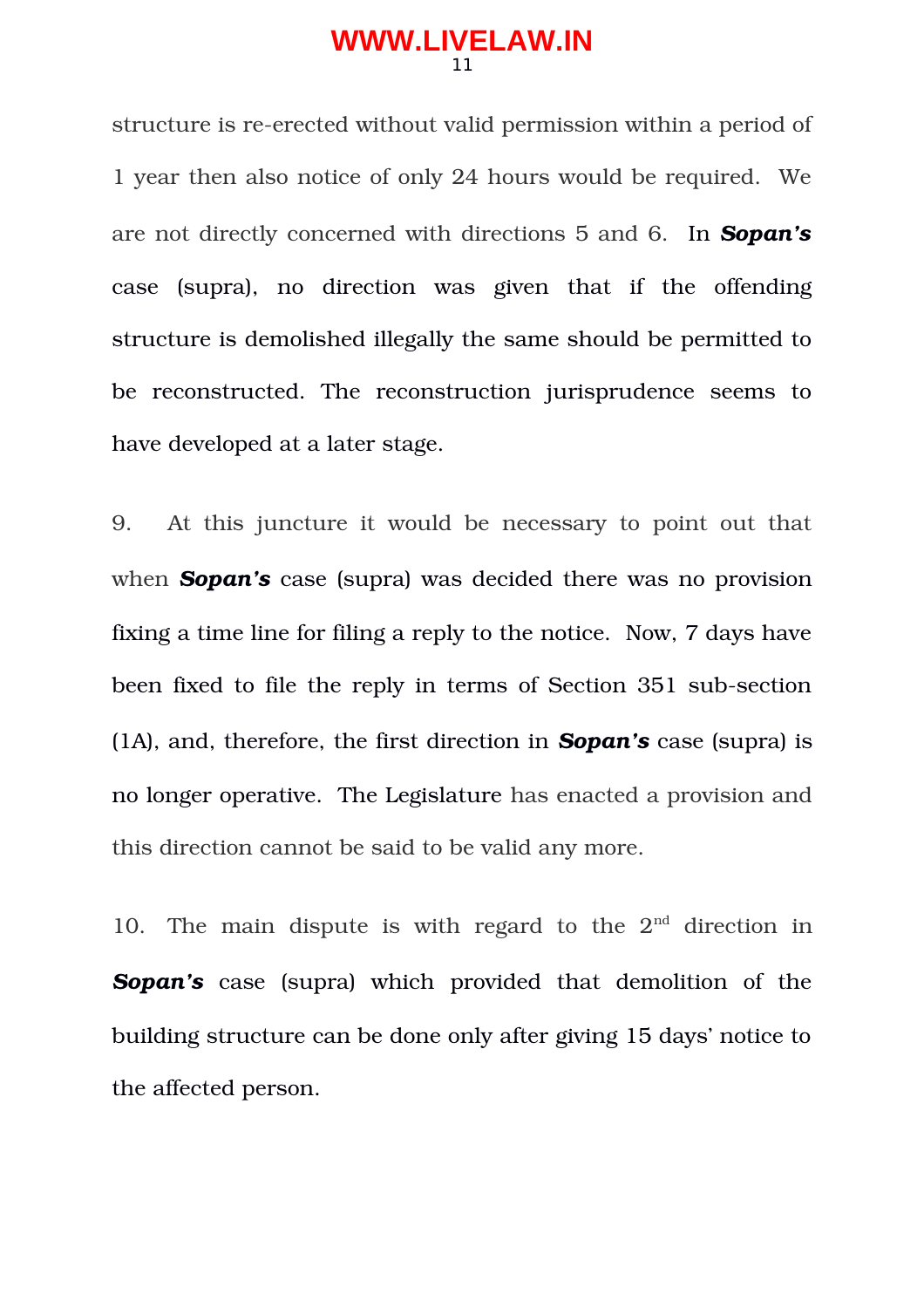structure is re-erected without valid permission within a period of 1 year then also notice of only 24 hours would be required. We are not directly concerned with directions 5 and 6. In ***Sopan's*** case (supra), no direction was given that if the offending structure is demolished illegally the same should be permitted to be reconstructed. The reconstruction jurisprudence seems to have developed at a later stage.

9. At this juncture it would be necessary to point out that when ***Sopan's*** case (supra) was decided there was no provision fixing a time line for filing a reply to the notice. Now, 7 days have been fixed to file the reply in terms of Section 351 sub-section (1A), and, therefore, the first direction in ***Sopan's*** case (supra) is no longer operative. The Legislature has enacted a provision and this direction cannot be said to be valid any more.

10. The main dispute is with regard to the 2nd direction in ***Sopan's*** case (supra) which provided that demolition of the building structure can be done only after giving 15 days' notice to the affected person.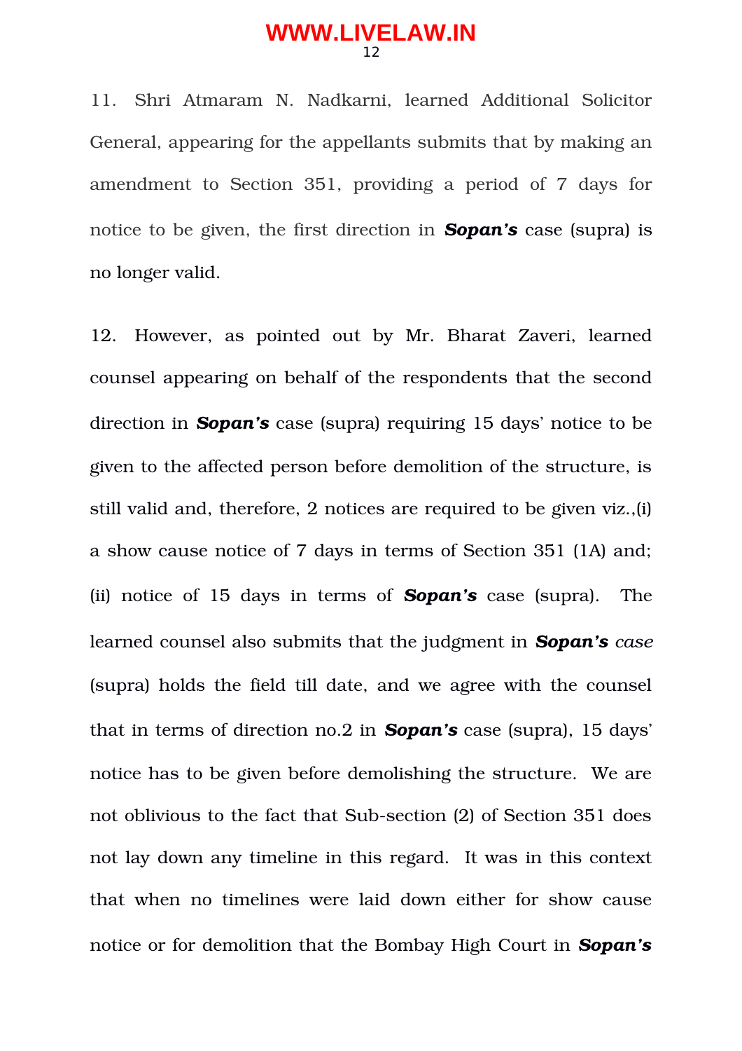11. Shri Atmaram N. Nadkarni, learned Additional Solicitor General, appearing for the appellants submits that by making an amendment to Section 351, providing a period of 7 days for notice to be given, the first direction in ***Sopan's*** case (supra) is no longer valid.

12. However, as pointed out by Mr. Bharat Zaveri, learned counsel appearing on behalf of the respondents that the second direction in ***Sopan's*** case (supra) requiring 15 days' notice to be given to the affected person before demolition of the structure, is still valid and, therefore, 2 notices are required to be given viz.,(i) a show cause notice of 7 days in terms of Section 351 (1A) and; (ii) notice of 15 days in terms of ***Sopan's*** case (supra). The learned counsel also submits that the judgment in ***Sopan's*** *case* (supra) holds the field till date, and we agree with the counsel that in terms of direction no.2 in ***Sopan's*** case (supra), 15 days' notice has to be given before demolishing the structure. We are not oblivious to the fact that Sub-section (2) of Section 351 does not lay down any timeline in this regard. It was in this context that when no timelines were laid down either for show cause notice or for demolition that the Bombay High Court in ***Sopan's***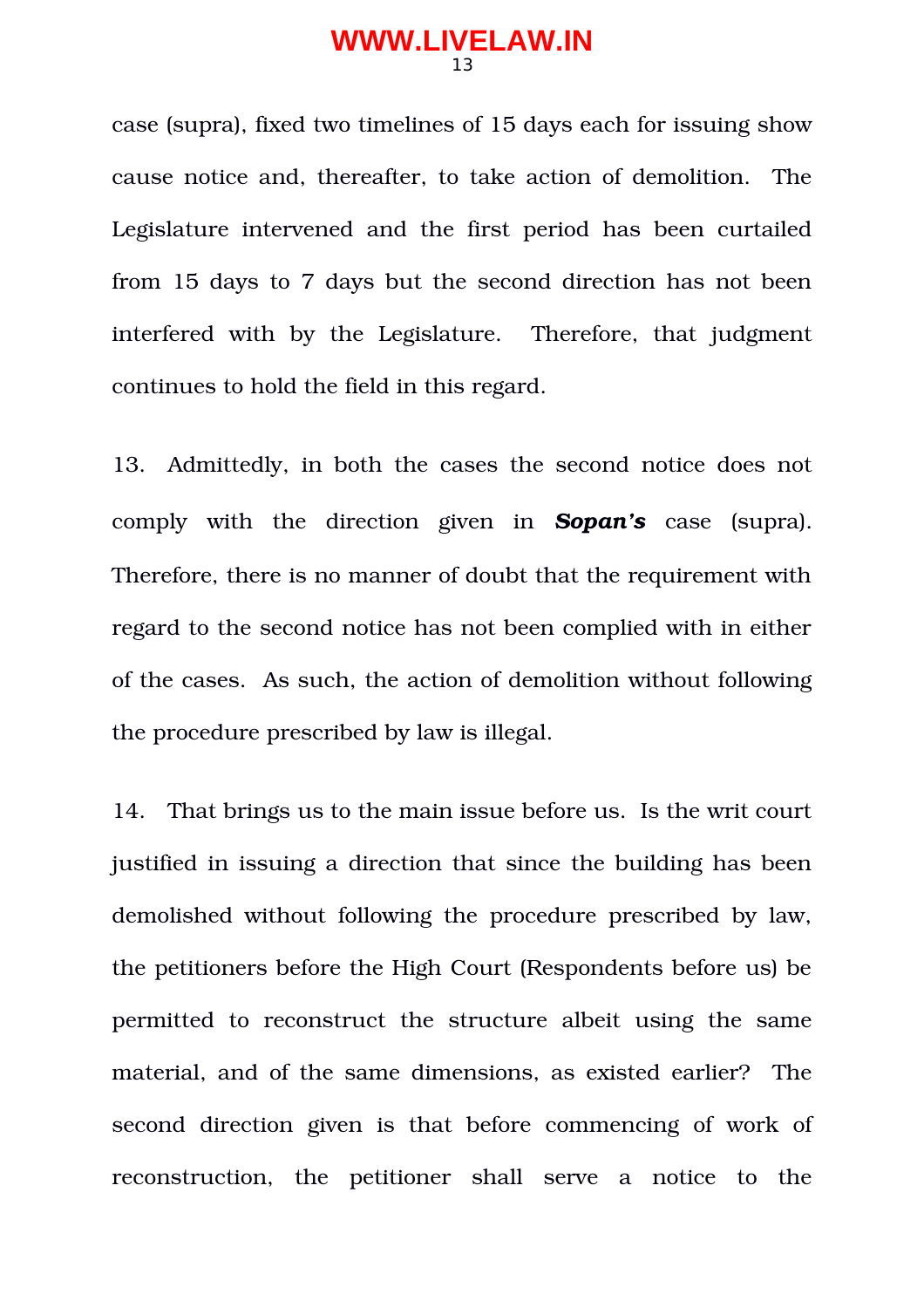case (supra), fixed two timelines of 15 days each for issuing show cause notice and, thereafter, to take action of demolition. The Legislature intervened and the first period has been curtailed from 15 days to 7 days but the second direction has not been interfered with by the Legislature. Therefore, that judgment continues to hold the field in this regard.

13. Admittedly, in both the cases the second notice does not comply with the direction given in ***Sopan's*** case (supra). Therefore, there is no manner of doubt that the requirement with regard to the second notice has not been complied with in either of the cases. As such, the action of demolition without following the procedure prescribed by law is illegal.

14. That brings us to the main issue before us. Is the writ court justified in issuing a direction that since the building has been demolished without following the procedure prescribed by law, the petitioners before the High Court (Respondents before us) be permitted to reconstruct the structure albeit using the same material, and of the same dimensions, as existed earlier? The second direction given is that before commencing of work of reconstruction, the petitioner shall serve a notice to the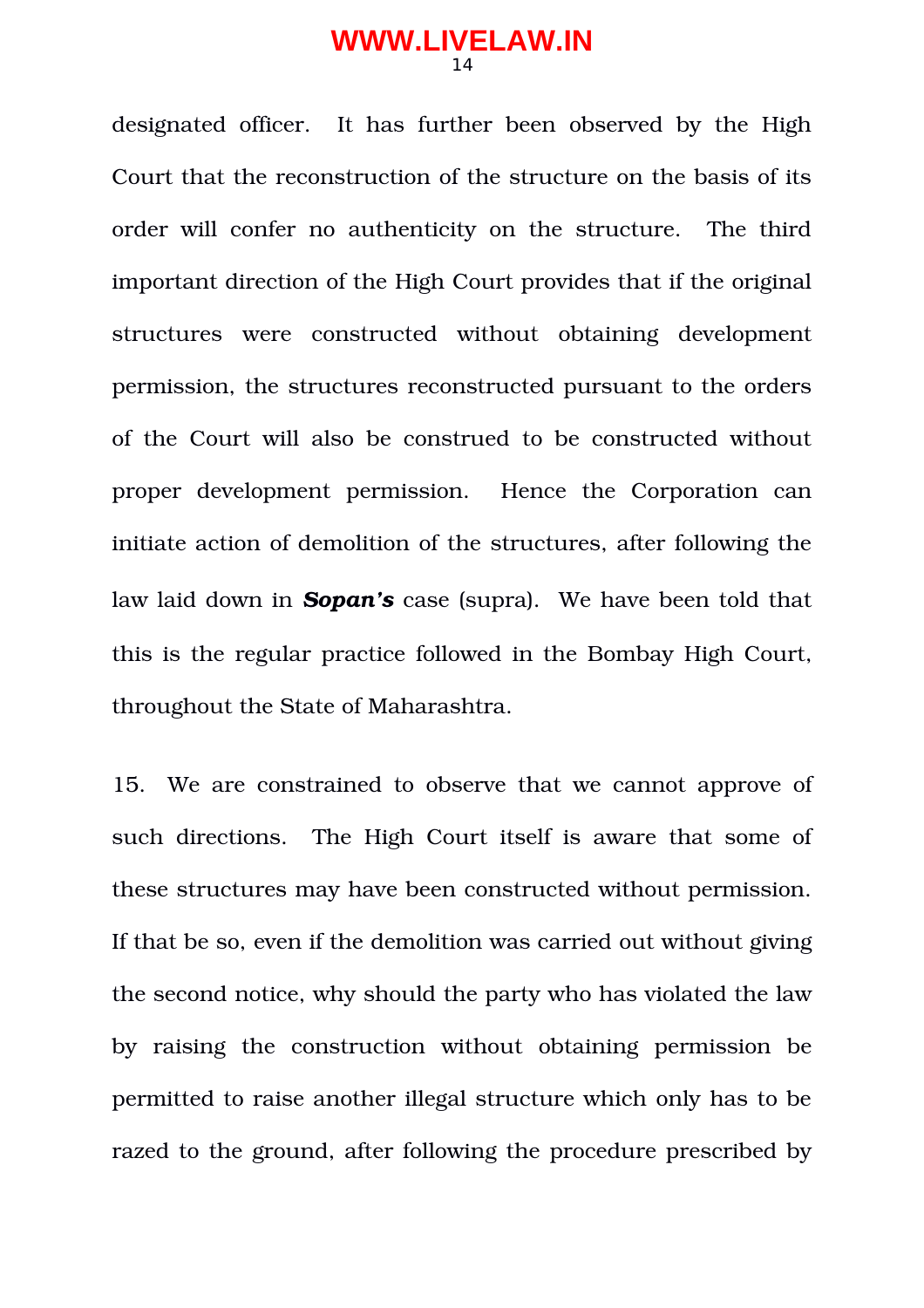designated officer. It has further been observed by the High Court that the reconstruction of the structure on the basis of its order will confer no authenticity on the structure. The third important direction of the High Court provides that if the original structures were constructed without obtaining development permission, the structures reconstructed pursuant to the orders of the Court will also be construed to be constructed without proper development permission. Hence the Corporation can initiate action of demolition of the structures, after following the law laid down in ***Sopan's*** case (supra). We have been told that this is the regular practice followed in the Bombay High Court, throughout the State of Maharashtra.

15. We are constrained to observe that we cannot approve of such directions. The High Court itself is aware that some of these structures may have been constructed without permission. If that be so, even if the demolition was carried out without giving the second notice, why should the party who has violated the law by raising the construction without obtaining permission be permitted to raise another illegal structure which only has to be razed to the ground, after following the procedure prescribed by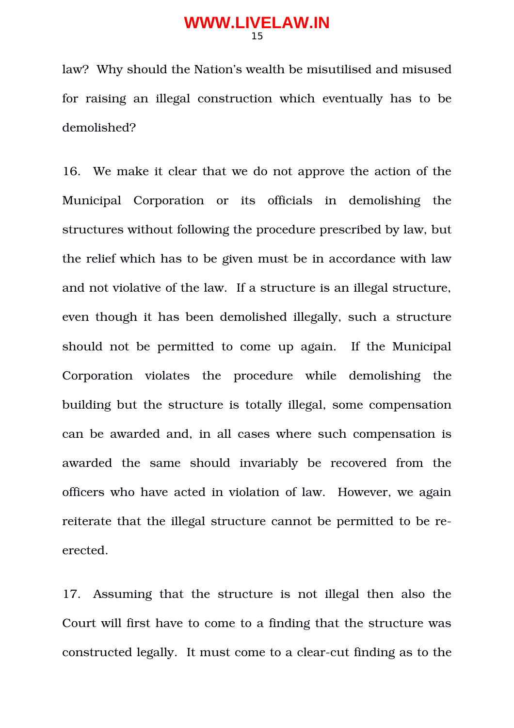law? Why should the Nation's wealth be misutilised and misused for raising an illegal construction which eventually has to be demolished?

16. We make it clear that we do not approve the action of the Municipal Corporation or its officials in demolishing the structures without following the procedure prescribed by law, but the relief which has to be given must be in accordance with law and not violative of the law. If a structure is an illegal structure, even though it has been demolished illegally, such a structure should not be permitted to come up again. If the Municipal Corporation violates the procedure while demolishing the building but the structure is totally illegal, some compensation can be awarded and, in all cases where such compensation is awarded the same should invariably be recovered from the officers who have acted in violation of law. However, we again reiterate that the illegal structure cannot be permitted to be re-erected.

17. Assuming that the structure is not illegal then also the Court will first have to come to a finding that the structure was constructed legally. It must come to a clear-cut finding as to the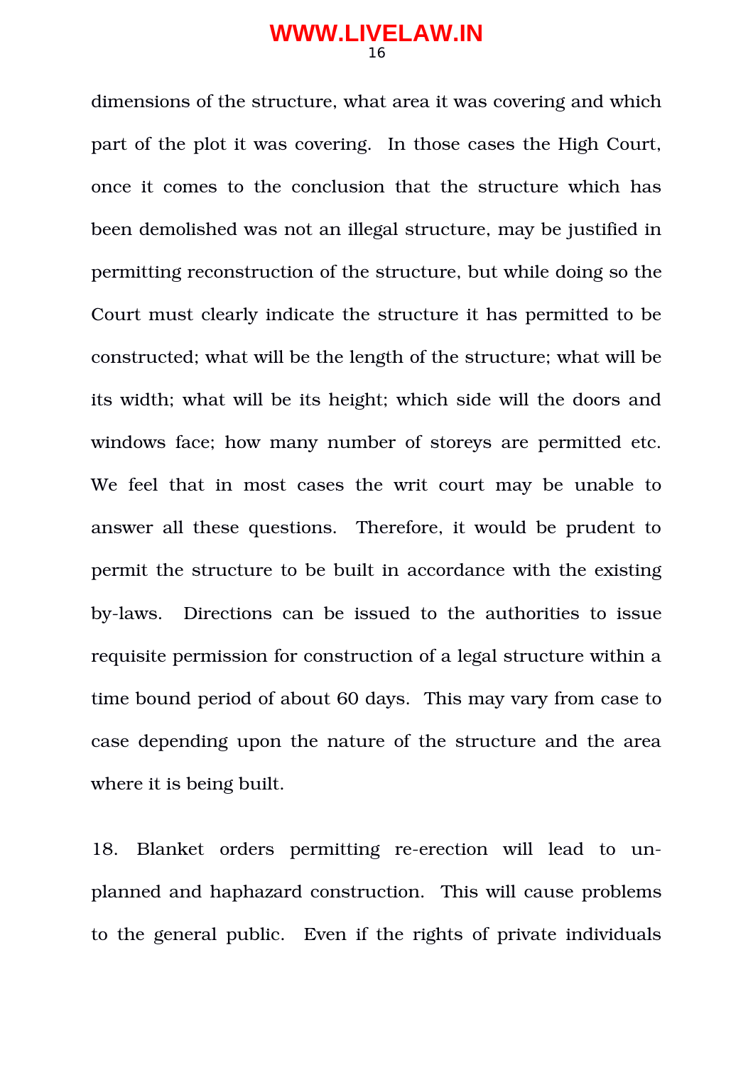dimensions of the structure, what area it was covering and which part of the plot it was covering. In those cases the High Court, once it comes to the conclusion that the structure which has been demolished was not an illegal structure, may be justified in permitting reconstruction of the structure, but while doing so the Court must clearly indicate the structure it has permitted to be constructed; what will be the length of the structure; what will be its width; what will be its height; which side will the doors and windows face; how many number of storeys are permitted etc. We feel that in most cases the writ court may be unable to answer all these questions. Therefore, it would be prudent to permit the structure to be built in accordance with the existing by-laws. Directions can be issued to the authorities to issue requisite permission for construction of a legal structure within a time bound period of about 60 days. This may vary from case to case depending upon the nature of the structure and the area where it is being built.

18. Blanket orders permitting re-erection will lead to un-planned and haphazard construction. This will cause problems to the general public. Even if the rights of private individuals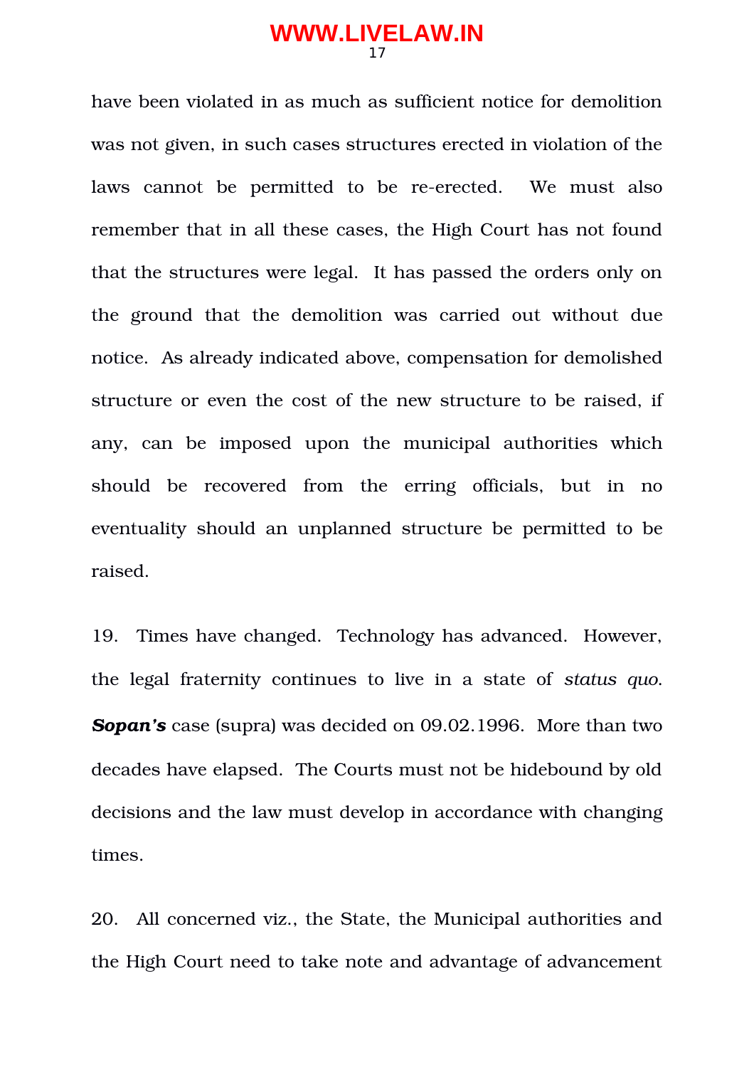have been violated in as much as sufficient notice for demolition was not given, in such cases structures erected in violation of the laws cannot be permitted to be re-erected. We must also remember that in all these cases, the High Court has not found that the structures were legal. It has passed the orders only on the ground that the demolition was carried out without due notice. As already indicated above, compensation for demolished structure or even the cost of the new structure to be raised, if any, can be imposed upon the municipal authorities which should be recovered from the erring officials, but in no eventuality should an unplanned structure be permitted to be raised.

19. Times have changed. Technology has advanced. However, the legal fraternity continues to live in a state of *status quo*. ***Sopan's*** case (supra) was decided on 09.02.1996. More than two decades have elapsed. The Courts must not be hidebound by old decisions and the law must develop in accordance with changing times.

20. All concerned viz., the State, the Municipal authorities and the High Court need to take note and advantage of advancement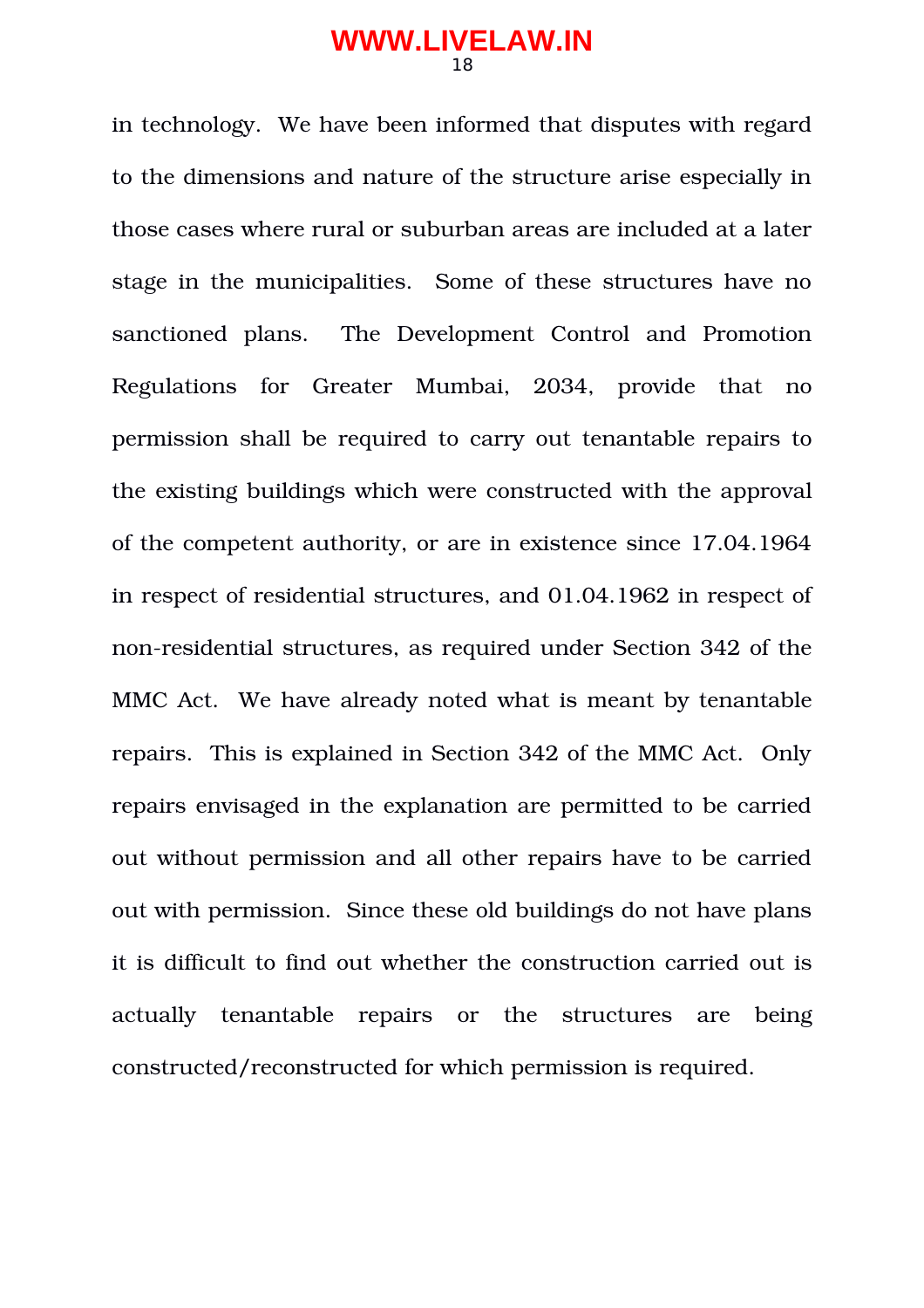in technology. We have been informed that disputes with regard to the dimensions and nature of the structure arise especially in those cases where rural or suburban areas are included at a later stage in the municipalities. Some of these structures have no sanctioned plans. The Development Control and Promotion Regulations for Greater Mumbai, 2034, provide that no permission shall be required to carry out tenantable repairs to the existing buildings which were constructed with the approval of the competent authority, or are in existence since 17.04.1964 in respect of residential structures, and 01.04.1962 in respect of non-residential structures, as required under Section 342 of the MMC Act. We have already noted what is meant by tenantable repairs. This is explained in Section 342 of the MMC Act. Only repairs envisaged in the explanation are permitted to be carried out without permission and all other repairs have to be carried out with permission. Since these old buildings do not have plans it is difficult to find out whether the construction carried out is actually tenantable repairs or the structures are being constructed/reconstructed for which permission is required.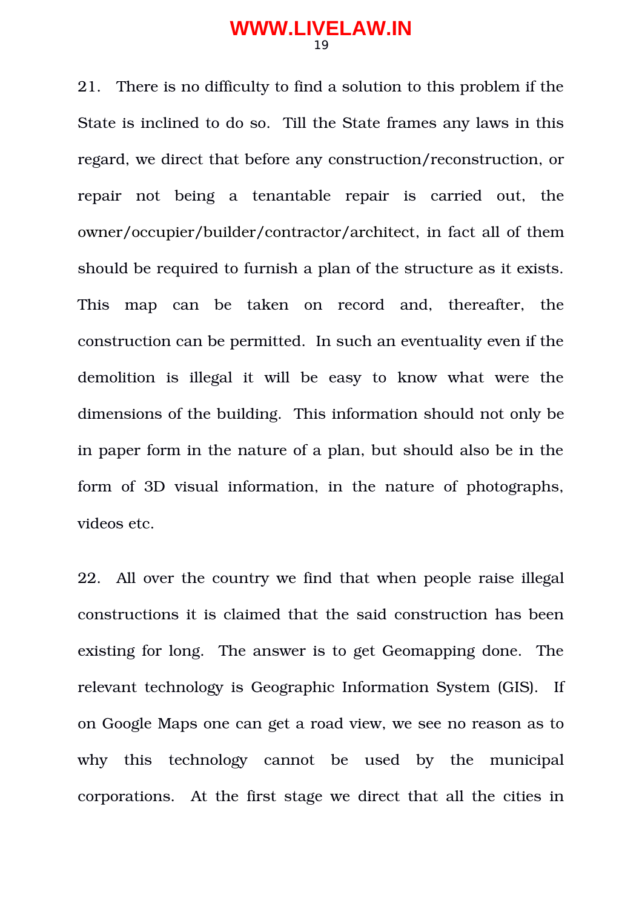21. There is no difficulty to find a solution to this problem if the State is inclined to do so. Till the State frames any laws in this regard, we direct that before any construction/reconstruction, or repair not being a tenantable repair is carried out, the owner/occupier/builder/contractor/architect, in fact all of them should be required to furnish a plan of the structure as it exists. This map can be taken on record and, thereafter, the construction can be permitted. In such an eventuality even if the demolition is illegal it will be easy to know what were the dimensions of the building. This information should not only be in paper form in the nature of a plan, but should also be in the form of 3D visual information, in the nature of photographs, videos etc.

22. All over the country we find that when people raise illegal constructions it is claimed that the said construction has been existing for long. The answer is to get Geomapping done. The relevant technology is Geographic Information System (GIS). If on Google Maps one can get a road view, we see no reason as to why this technology cannot be used by the municipal corporations. At the first stage we direct that all the cities in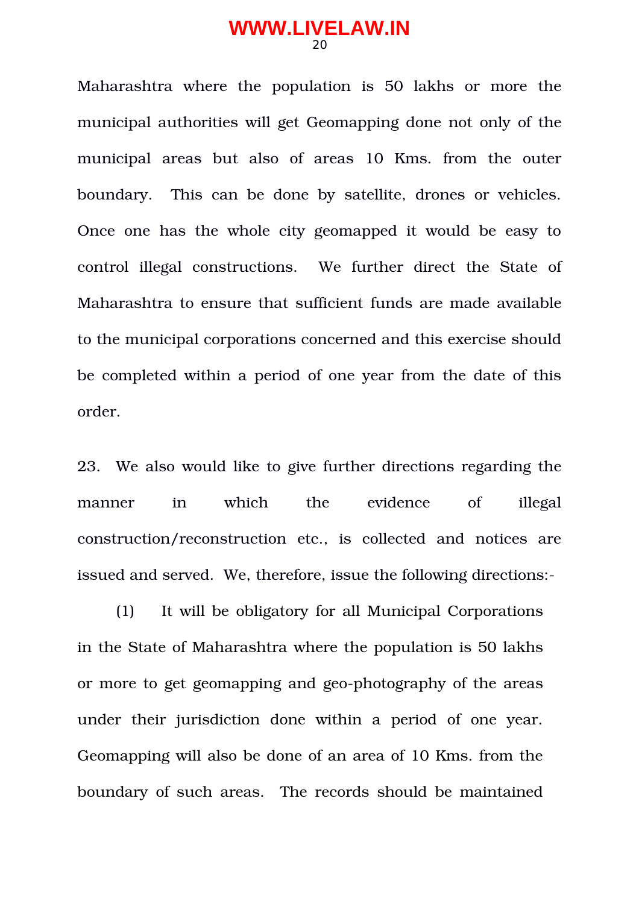Maharashtra where the population is 50 lakhs or more the municipal authorities will get Geomapping done not only of the municipal areas but also of areas 10 Kms. from the outer boundary. This can be done by satellite, drones or vehicles. Once one has the whole city geomapped it would be easy to control illegal constructions. We further direct the State of Maharashtra to ensure that sufficient funds are made available to the municipal corporations concerned and this exercise should be completed within a period of one year from the date of this order.

23. We also would like to give further directions regarding the manner in which the evidence of illegal construction/reconstruction etc., is collected and notices are issued and served. We, therefore, issue the following directions:-

(1) It will be obligatory for all Municipal Corporations in the State of Maharashtra where the population is 50 lakhs or more to get geomapping and geo-photography of the areas under their jurisdiction done within a period of one year. Geomapping will also be done of an area of 10 Kms. from the boundary of such areas. The records should be maintained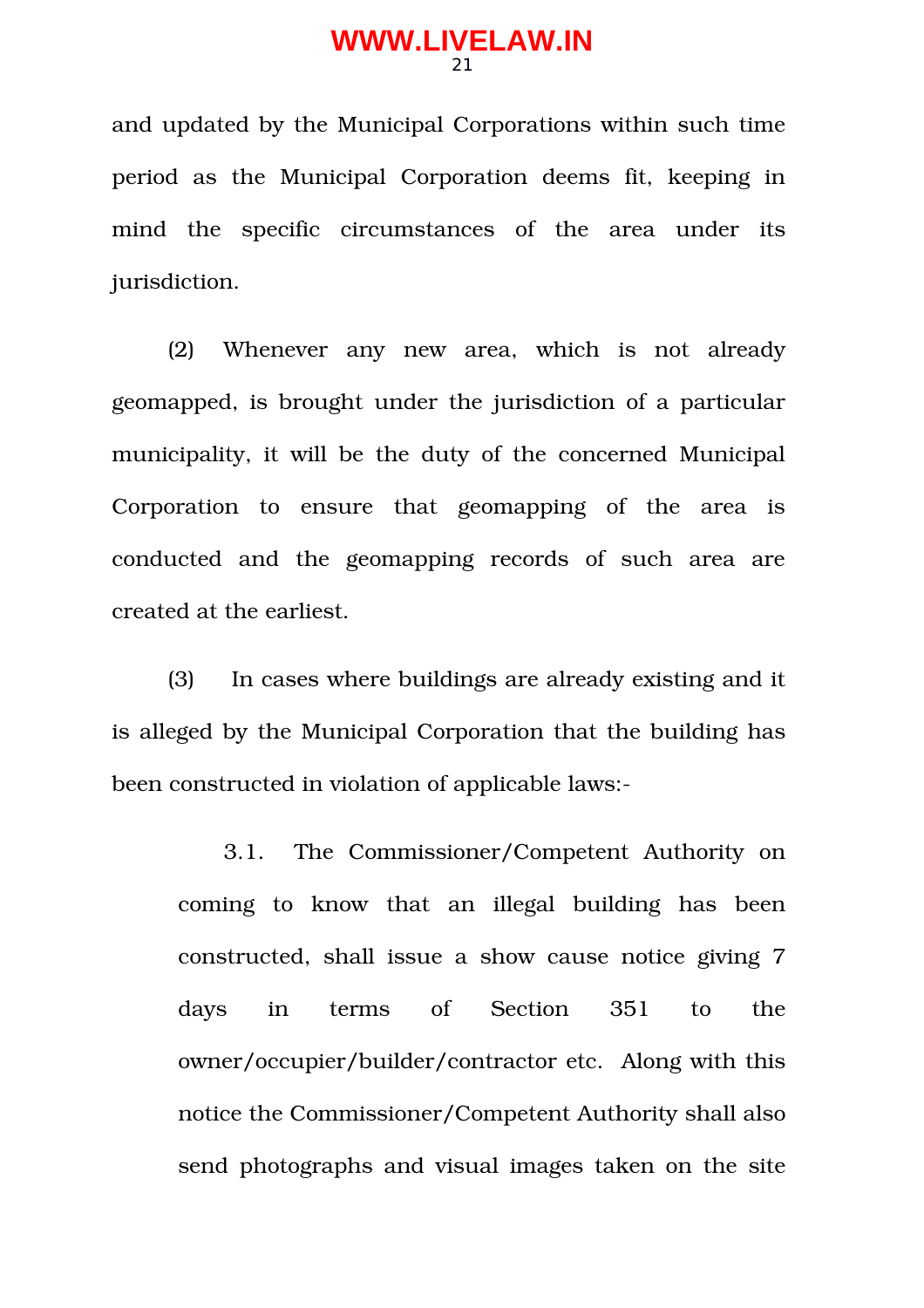and updated by the Municipal Corporations within such time period as the Municipal Corporation deems fit, keeping in mind the specific circumstances of the area under its jurisdiction.

(2) Whenever any new area, which is not already geomapped, is brought under the jurisdiction of a particular municipality, it will be the duty of the concerned Municipal Corporation to ensure that geomapping of the area is conducted and the geomapping records of such area are created at the earliest.

(3) In cases where buildings are already existing and it is alleged by the Municipal Corporation that the building has been constructed in violation of applicable laws:-

> 3.1. The Commissioner/Competent Authority on coming to know that an illegal building has been constructed, shall issue a show cause notice giving 7 days in terms of Section 351 to the owner/occupier/builder/contractor etc. Along with this notice the Commissioner/Competent Authority shall also send photographs and visual images taken on the site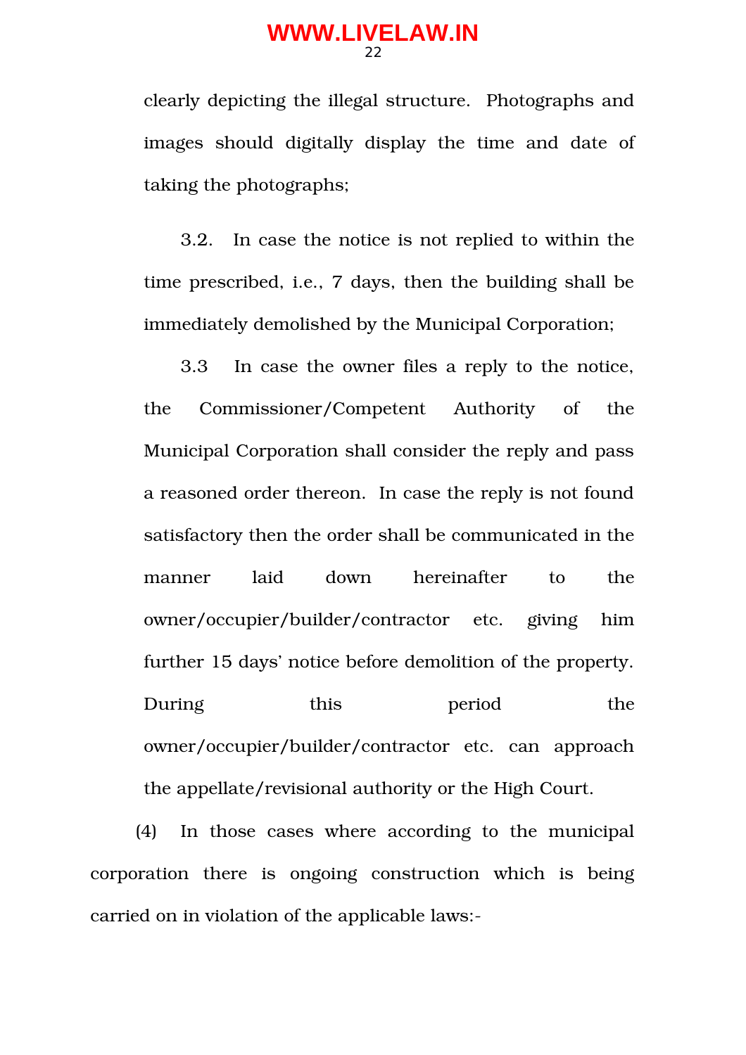clearly depicting the illegal structure. Photographs and images should digitally display the time and date of taking the photographs;

3.2. In case the notice is not replied to within the time prescribed, i.e., 7 days, then the building shall be immediately demolished by the Municipal Corporation;

3.3 In case the owner files a reply to the notice, the Commissioner/Competent Authority of the Municipal Corporation shall consider the reply and pass a reasoned order thereon. In case the reply is not found satisfactory then the order shall be communicated in the manner laid down hereinafter to the owner/occupier/builder/contractor etc. giving him further 15 days' notice before demolition of the property. During this period the owner/occupier/builder/contractor etc. can approach the appellate/revisional authority or the High Court.

(4) In those cases where according to the municipal corporation there is ongoing construction which is being carried on in violation of the applicable laws:-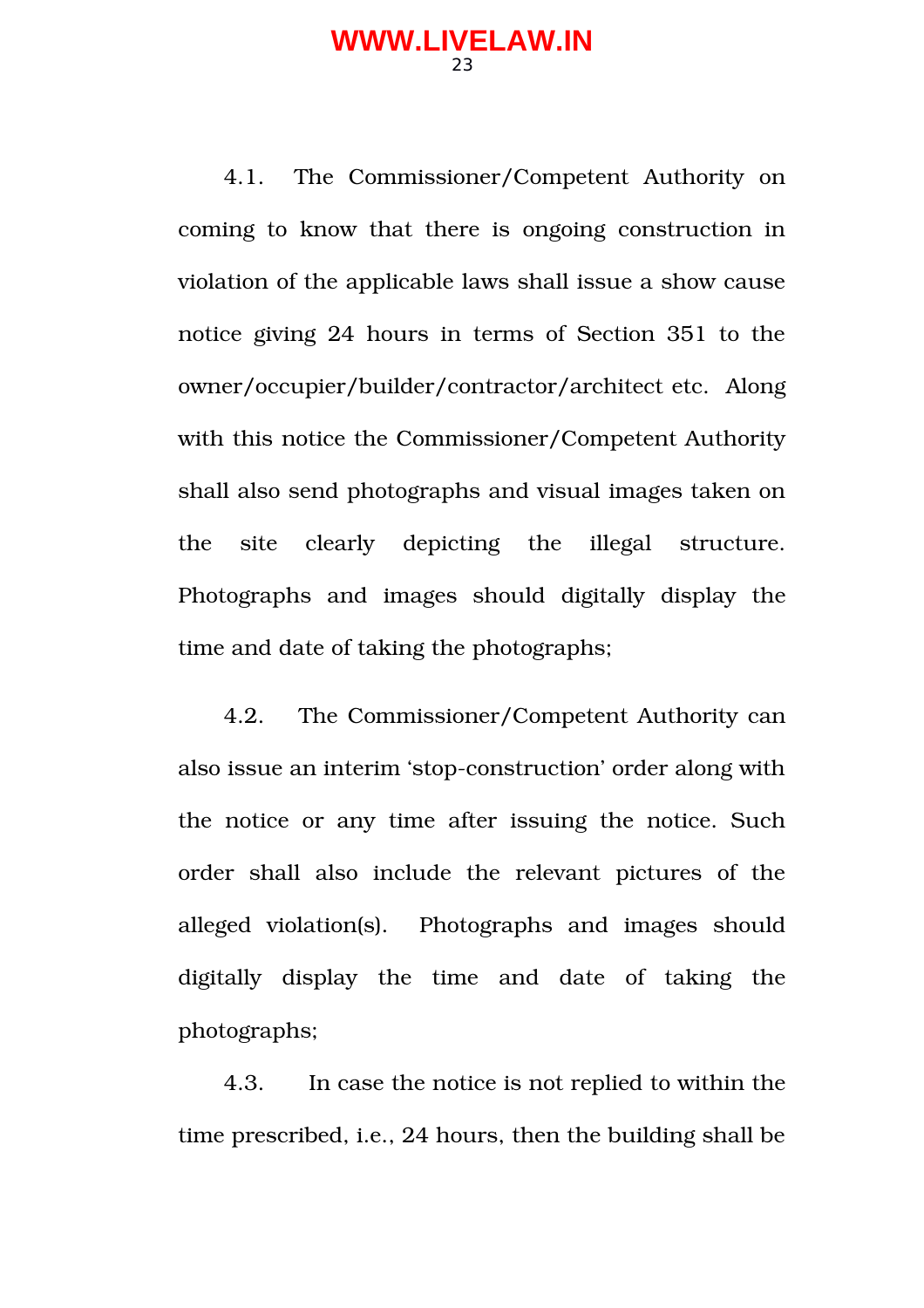4.1. The Commissioner/Competent Authority on coming to know that there is ongoing construction in violation of the applicable laws shall issue a show cause notice giving 24 hours in terms of Section 351 to the owner/occupier/builder/contractor/architect etc. Along with this notice the Commissioner/Competent Authority shall also send photographs and visual images taken on the site clearly depicting the illegal structure. Photographs and images should digitally display the time and date of taking the photographs;

4.2. The Commissioner/Competent Authority can also issue an interim 'stop-construction' order along with the notice or any time after issuing the notice. Such order shall also include the relevant pictures of the alleged violation(s). Photographs and images should digitally display the time and date of taking the photographs;

4.3. In case the notice is not replied to within the time prescribed, i.e., 24 hours, then the building shall be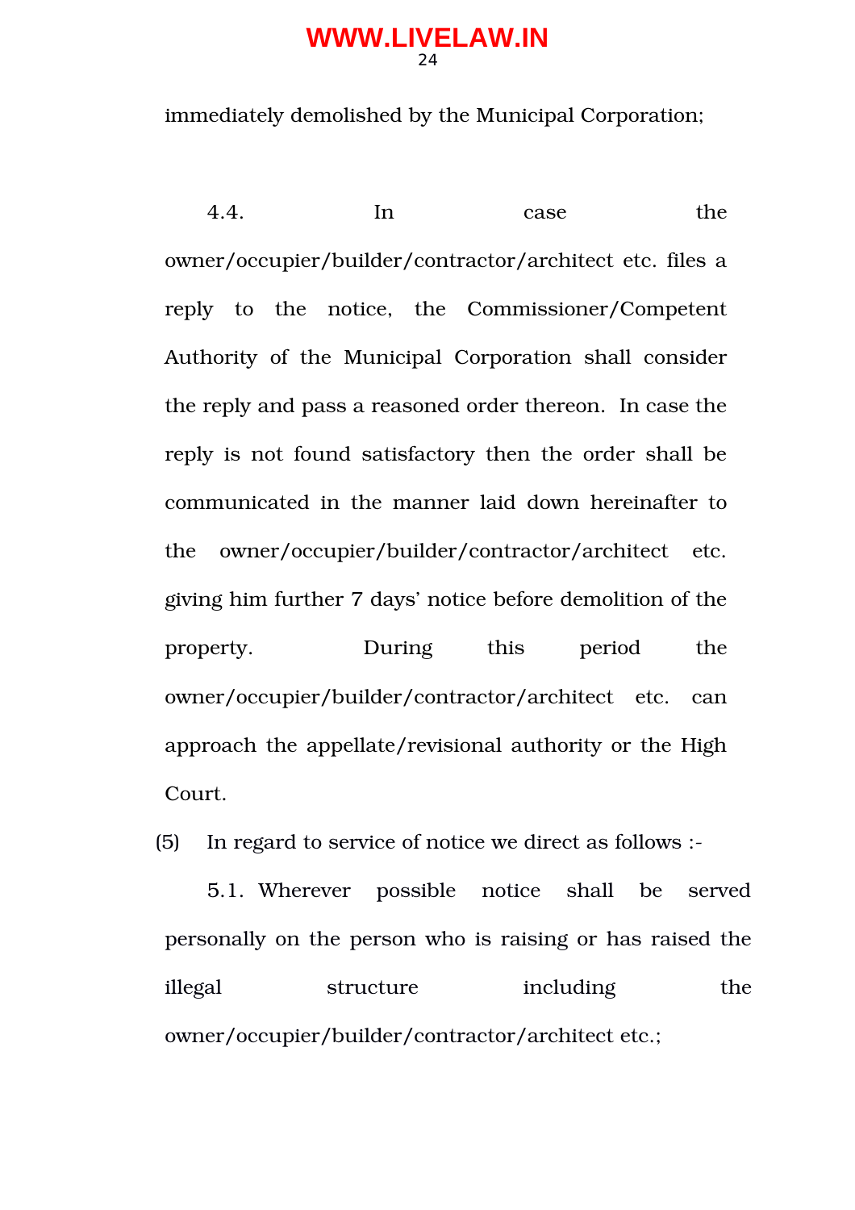immediately demolished by the Municipal Corporation;

4.4. In case the owner/occupier/builder/contractor/architect etc. files a reply to the notice, the Commissioner/Competent Authority of the Municipal Corporation shall consider the reply and pass a reasoned order thereon. In case the reply is not found satisfactory then the order shall be communicated in the manner laid down hereinafter to the owner/occupier/builder/contractor/architect etc. giving him further 7 days' notice before demolition of the property. During this period the owner/occupier/builder/contractor/architect etc. can approach the appellate/revisional authority or the High Court.

(5) In regard to service of notice we direct as follows :-

5.1. Wherever possible notice shall be served personally on the person who is raising or has raised the illegal structure including the owner/occupier/builder/contractor/architect etc.;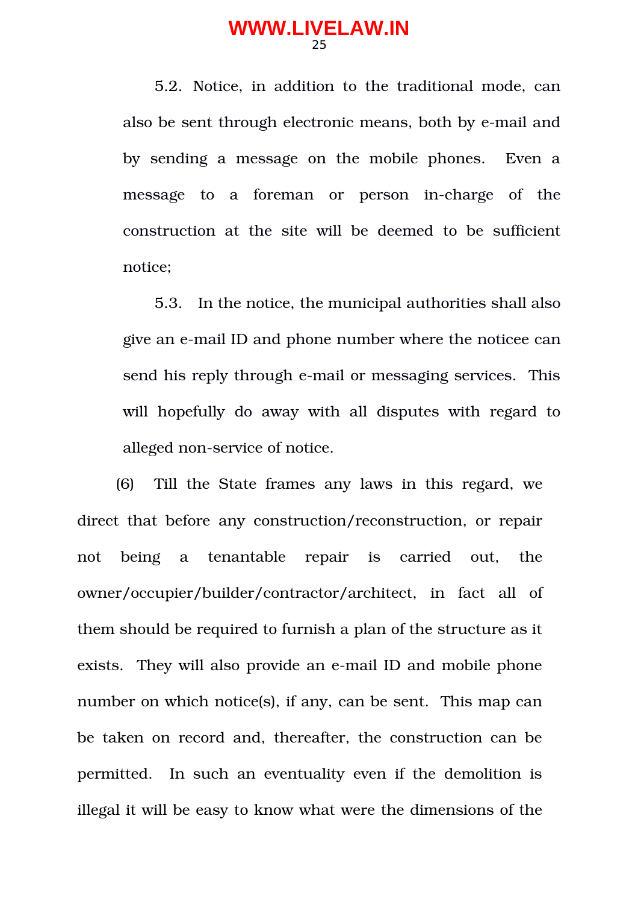5.2. Notice, in addition to the traditional mode, can also be sent through electronic means, both by e-mail and by sending a message on the mobile phones. Even a message to a foreman or person in-charge of the construction at the site will be deemed to be sufficient notice;

5.3. In the notice, the municipal authorities shall also give an e-mail ID and phone number where the noticee can send his reply through e-mail or messaging services. This will hopefully do away with all disputes with regard to alleged non-service of notice.

(6) Till the State frames any laws in this regard, we direct that before any construction/reconstruction, or repair not being a tenantable repair is carried out, the owner/occupier/builder/contractor/architect, in fact all of them should be required to furnish a plan of the structure as it exists. They will also provide an e-mail ID and mobile phone number on which notice(s), if any, can be sent. This map can be taken on record and, thereafter, the construction can be permitted. In such an eventuality even if the demolition is illegal it will be easy to know what were the dimensions of the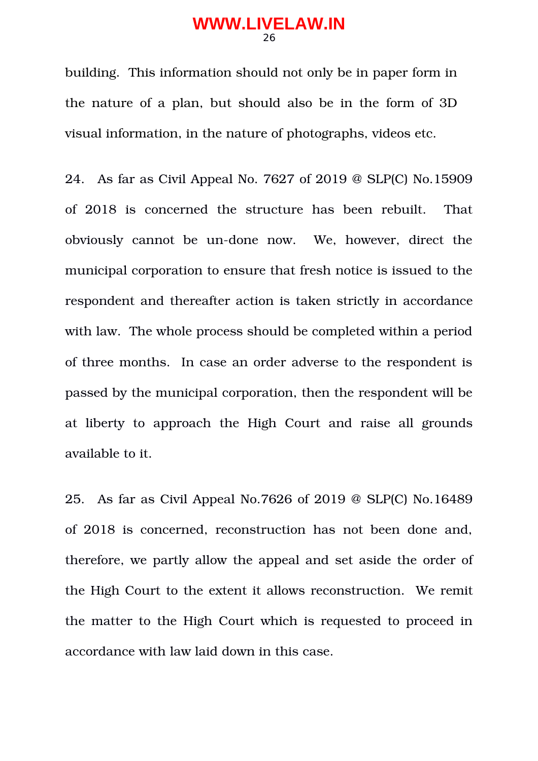building. This information should not only be in paper form in the nature of a plan, but should also be in the form of 3D visual information, in the nature of photographs, videos etc.

24. As far as Civil Appeal No. 7627 of 2019 @ SLP(C) No.15909 of 2018 is concerned the structure has been rebuilt. That obviously cannot be un-done now. We, however, direct the municipal corporation to ensure that fresh notice is issued to the respondent and thereafter action is taken strictly in accordance with law. The whole process should be completed within a period of three months. In case an order adverse to the respondent is passed by the municipal corporation, then the respondent will be at liberty to approach the High Court and raise all grounds available to it.

25. As far as Civil Appeal No.7626 of 2019 @ SLP(C) No.16489 of 2018 is concerned, reconstruction has not been done and, therefore, we partly allow the appeal and set aside the order of the High Court to the extent it allows reconstruction. We remit the matter to the High Court which is requested to proceed in accordance with law laid down in this case.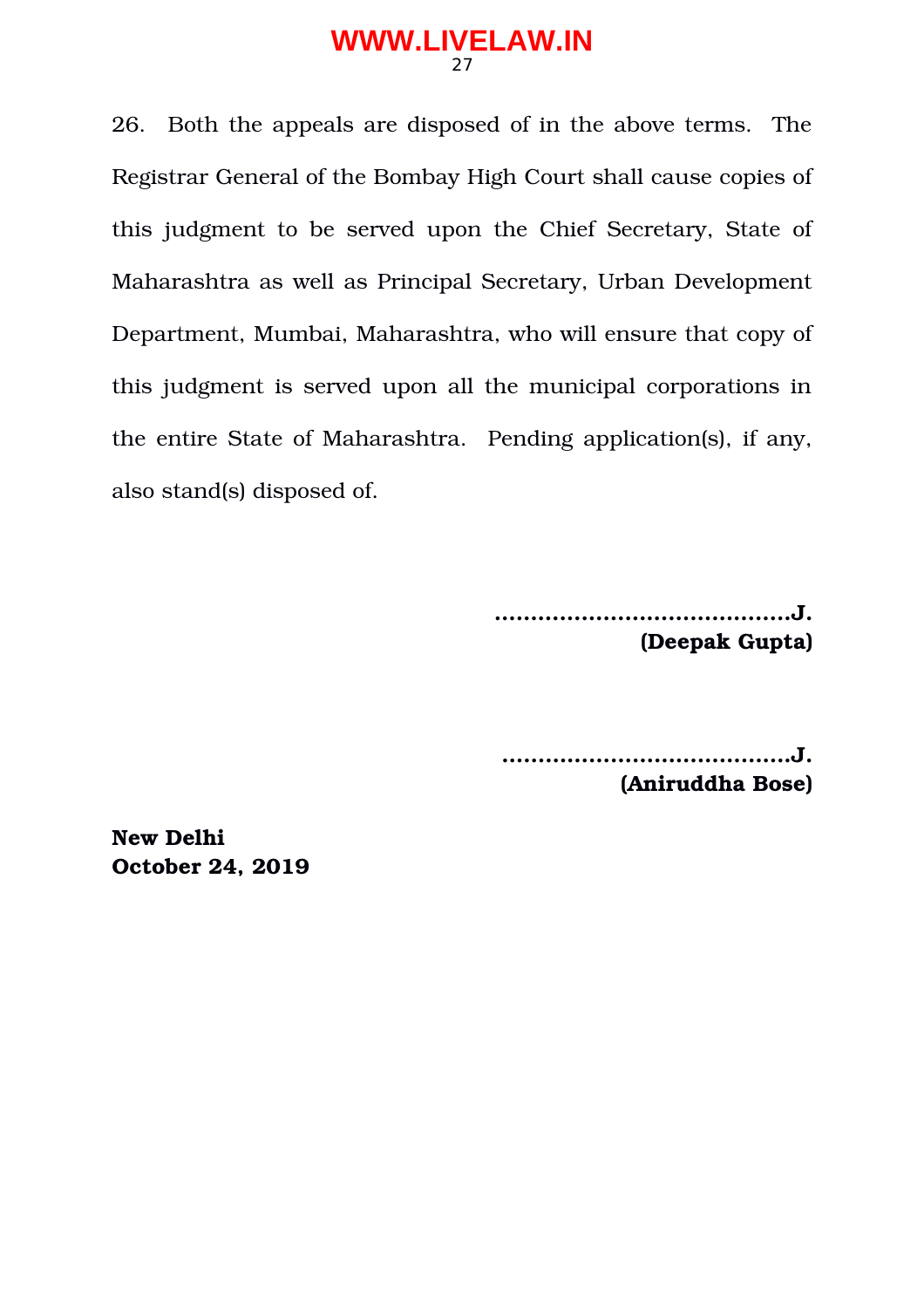26. Both the appeals are disposed of in the above terms. The Registrar General of the Bombay High Court shall cause copies of this judgment to be served upon the Chief Secretary, State of Maharashtra as well as Principal Secretary, Urban Development Department, Mumbai, Maharashtra, who will ensure that copy of this judgment is served upon all the municipal corporations in the entire State of Maharashtra. Pending application(s), if any, also stand(s) disposed of.

**…………………………………..J.**
**(Deepak Gupta)**

**………………………………….J.**
**(Aniruddha Bose)**

**New Delhi**
**October 24, 2019**